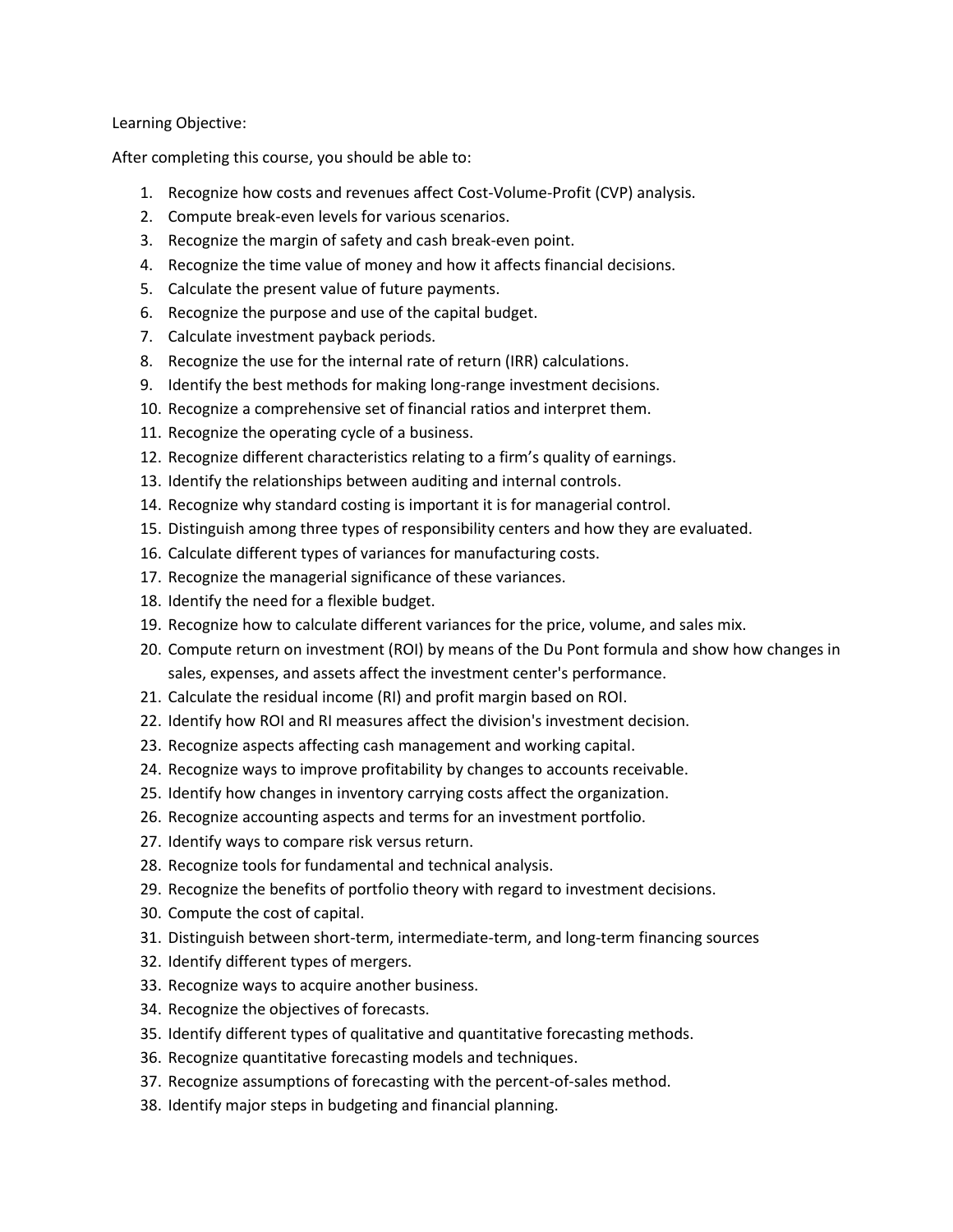Learning Objective:

After completing this course, you should be able to:

1. Recognize how costs and revenues affect Cost-Volume-Profit (CVP) analysis.
2. Compute break-even levels for various scenarios.
3. Recognize the margin of safety and cash break-even point.
4. Recognize the time value of money and how it affects financial decisions.
5. Calculate the present value of future payments.
6. Recognize the purpose and use of the capital budget.
7. Calculate investment payback periods.
8. Recognize the use for the internal rate of return (IRR) calculations.
9. Identify the best methods for making long-range investment decisions.
10. Recognize a comprehensive set of financial ratios and interpret them.
11. Recognize the operating cycle of a business.
12. Recognize different characteristics relating to a firm's quality of earnings.
13. Identify the relationships between auditing and internal controls.
14. Recognize why standard costing is important it is for managerial control.
15. Distinguish among three types of responsibility centers and how they are evaluated.
16. Calculate different types of variances for manufacturing costs.
17. Recognize the managerial significance of these variances.
18. Identify the need for a flexible budget.
19. Recognize how to calculate different variances for the price, volume, and sales mix.
20. Compute return on investment (ROI) by means of the Du Pont formula and show how changes in sales, expenses, and assets affect the investment center's performance.
21. Calculate the residual income (RI) and profit margin based on ROI.
22. Identify how ROI and RI measures affect the division's investment decision.
23. Recognize aspects affecting cash management and working capital.
24. Recognize ways to improve profitability by changes to accounts receivable.
25. Identify how changes in inventory carrying costs affect the organization.
26. Recognize accounting aspects and terms for an investment portfolio.
27. Identify ways to compare risk versus return.
28. Recognize tools for fundamental and technical analysis.
29. Recognize the benefits of portfolio theory with regard to investment decisions.
30. Compute the cost of capital.
31. Distinguish between short-term, intermediate-term, and long-term financing sources
32. Identify different types of mergers.
33. Recognize ways to acquire another business.
34. Recognize the objectives of forecasts.
35. Identify different types of qualitative and quantitative forecasting methods.
36. Recognize quantitative forecasting models and techniques.
37. Recognize assumptions of forecasting with the percent-of-sales method.
38. Identify major steps in budgeting and financial planning.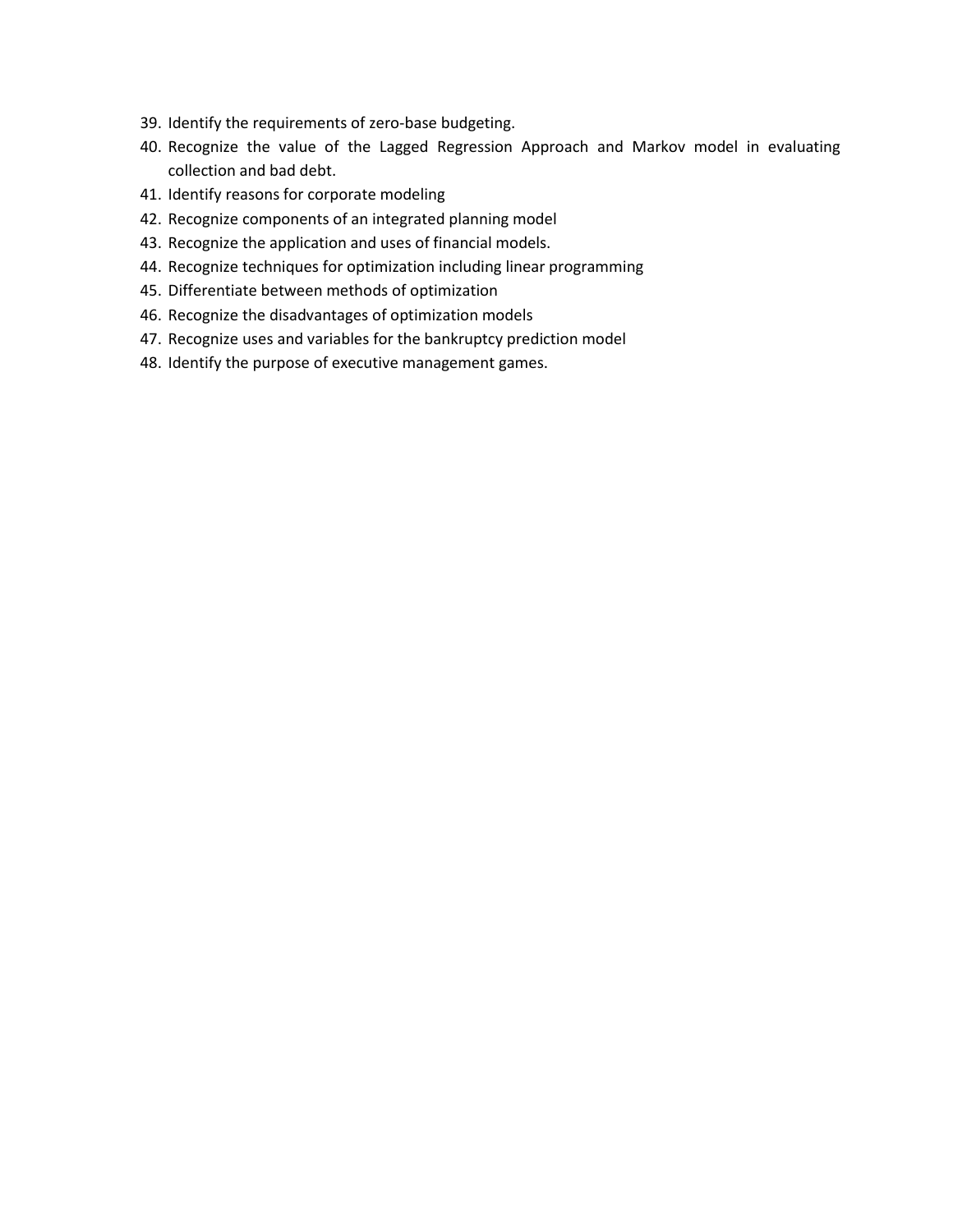39. Identify the requirements of zero-base budgeting.
40. Recognize the value of the Lagged Regression Approach and Markov model in evaluating collection and bad debt.
41. Identify reasons for corporate modeling
42. Recognize components of an integrated planning model
43. Recognize the application and uses of financial models.
44. Recognize techniques for optimization including linear programming
45. Differentiate between methods of optimization
46. Recognize the disadvantages of optimization models
47. Recognize uses and variables for the bankruptcy prediction model
48. Identify the purpose of executive management games.